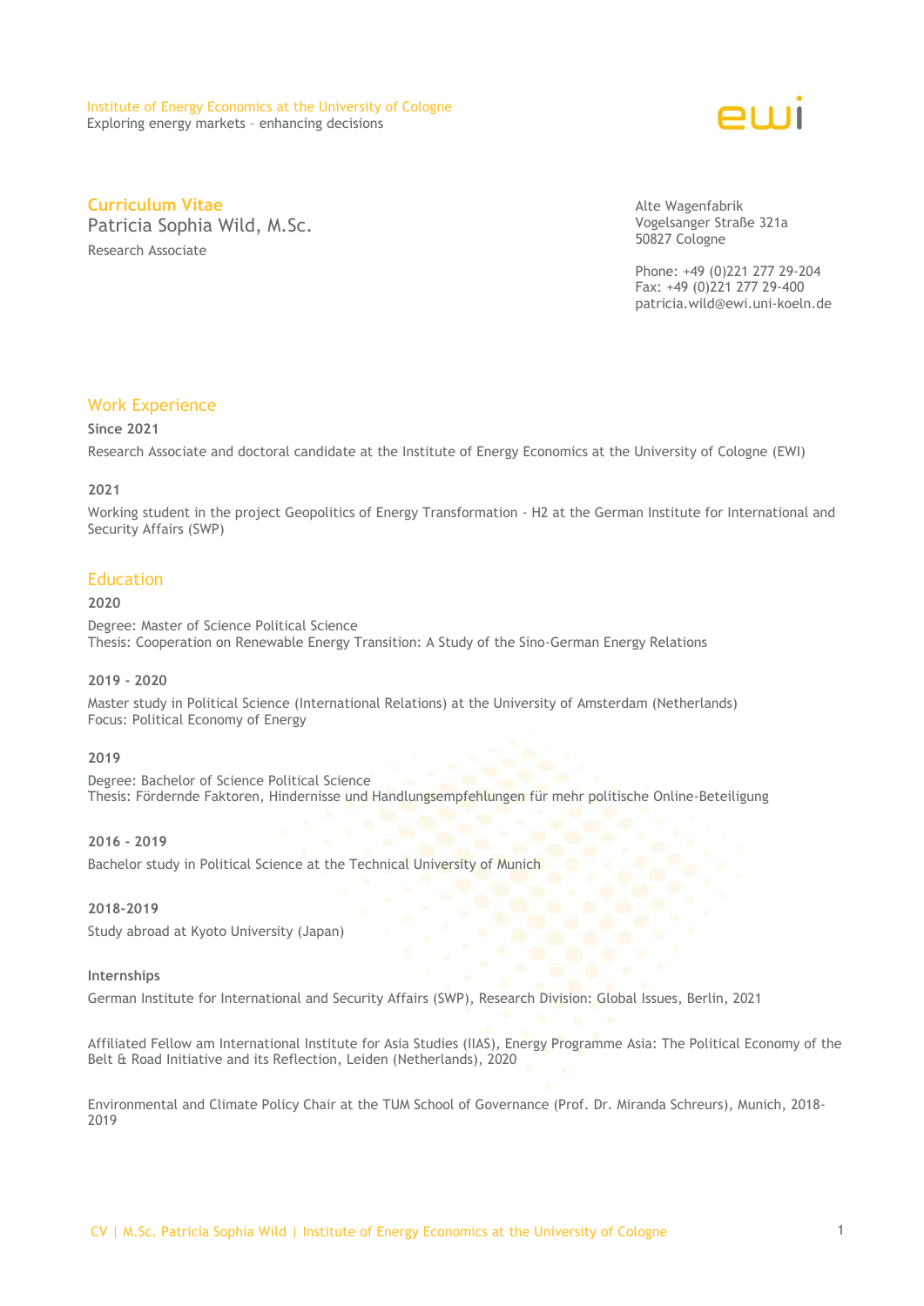Institute of Energy Economics at the University of Cologne
Exploring energy markets – enhancing decisions

# Curriculum Vitae

Patricia Sophia Wild, M.Sc.

Research Associate

Alte Wagenfabrik
Vogelsanger Straße 321a
50827 Cologne

Phone: +49 (0)221 277 29-204
Fax: +49 (0)221 277 29-400
patricia.wild@ewi.uni-koeln.de

## Work Experience

**Since 2021**

Research Associate and doctoral candidate at the Institute of Energy Economics at the University of Cologne (EWI)

**2021**

Working student in the project Geopolitics of Energy Transformation - H2 at the German Institute for International and Security Affairs (SWP)

## Education

**2020**

Degree: Master of Science Political Science
Thesis: Cooperation on Renewable Energy Transition: A Study of the Sino-German Energy Relations

**2019 - 2020**

Master study in Political Science (International Relations) at the University of Amsterdam (Netherlands)
Focus: Political Economy of Energy

**2019**

Degree: Bachelor of Science Political Science
Thesis: Fördernde Faktoren, Hindernisse und Handlungsempfehlungen für mehr politische Online-Beteiligung

**2016 - 2019**

Bachelor study in Political Science at the Technical University of Munich

**2018-2019**

Study abroad at Kyoto University (Japan)

**Internships**

German Institute for International and Security Affairs (SWP), Research Division: Global Issues, Berlin, 2021

Affiliated Fellow am International Institute for Asia Studies (IIAS), Energy Programme Asia: The Political Economy of the Belt & Road Initiative and its Reflection, Leiden (Netherlands), 2020

Environmental and Climate Policy Chair at the TUM School of Governance (Prof. Dr. Miranda Schreurs), Munich, 2018-2019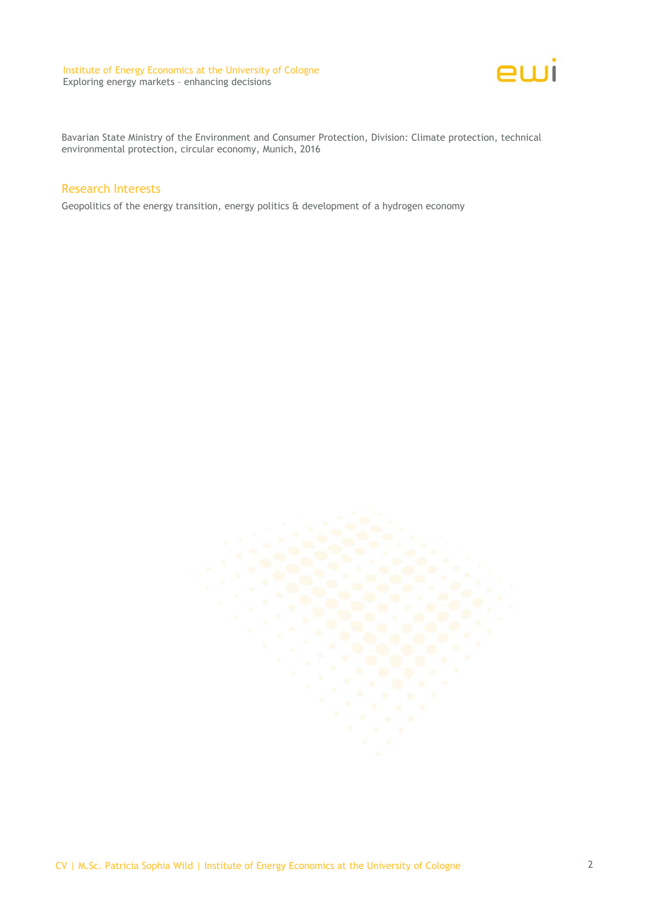Bavarian State Ministry of the Environment and Consumer Protection, Division: Climate protection, technical environmental protection, circular economy, Munich, 2016

## Research Interests

Geopolitics of the energy transition, energy politics & development of a hydrogen economy